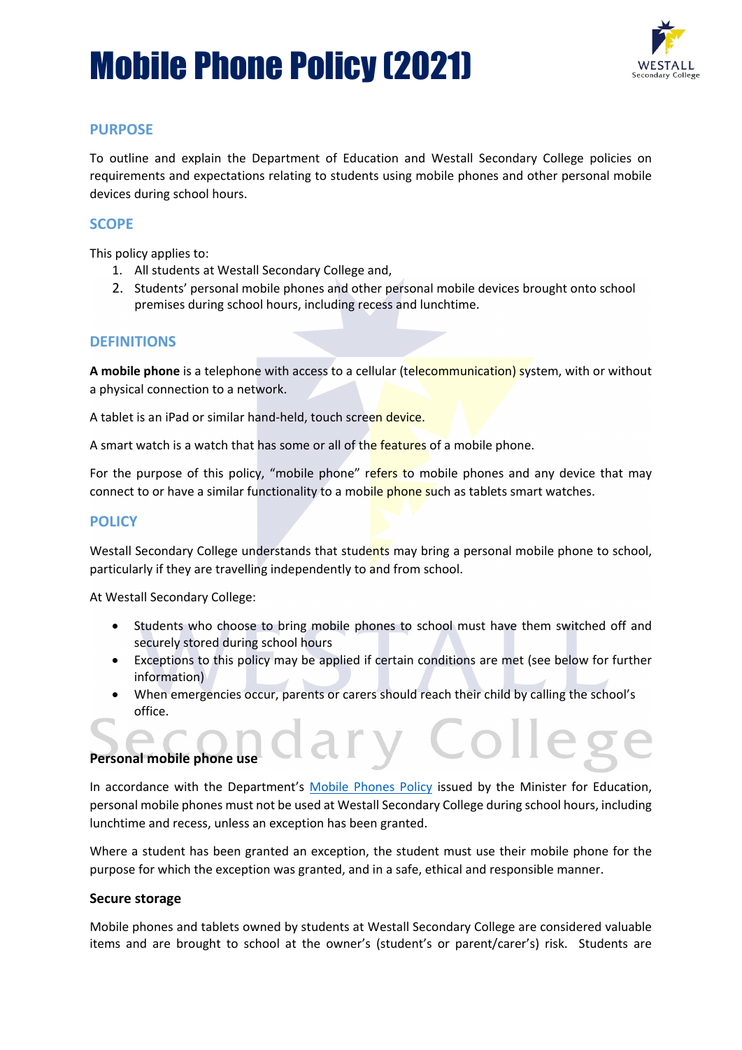# Mobile Phone Policy (2021)

## PURPOSE

To outline and explain the Department of Education and Westall Secondary College policies on requirements and expectations relating to students using mobile phones and other personal mobile devices during school hours.

## SCOPE

This policy applies to:

1. All students at Westall Secondary College and,
2. Students' personal mobile phones and other personal mobile devices brought onto school premises during school hours, including recess and lunchtime.

## DEFINITIONS

**A mobile phone** is a telephone with access to a cellular (telecommunication) system, with or without a physical connection to a network.

A tablet is an iPad or similar hand-held, touch screen device.

A smart watch is a watch that has some or all of the features of a mobile phone.

For the purpose of this policy, "mobile phone" refers to mobile phones and any device that may connect to or have a similar functionality to a mobile phone such as tablets smart watches.

## POLICY

Westall Secondary College understands that students may bring a personal mobile phone to school, particularly if they are travelling independently to and from school.

At Westall Secondary College:

- Students who choose to bring mobile phones to school must have them switched off and securely stored during school hours
- Exceptions to this policy may be applied if certain conditions are met (see below for further information)
- When emergencies occur, parents or carers should reach their child by calling the school's office.

### Personal mobile phone use

In accordance with the Department's Mobile Phones Policy issued by the Minister for Education, personal mobile phones must not be used at Westall Secondary College during school hours, including lunchtime and recess, unless an exception has been granted.

Where a student has been granted an exception, the student must use their mobile phone for the purpose for which the exception was granted, and in a safe, ethical and responsible manner.

### Secure storage

Mobile phones and tablets owned by students at Westall Secondary College are considered valuable items and are brought to school at the owner's (student's or parent/carer's) risk. Students are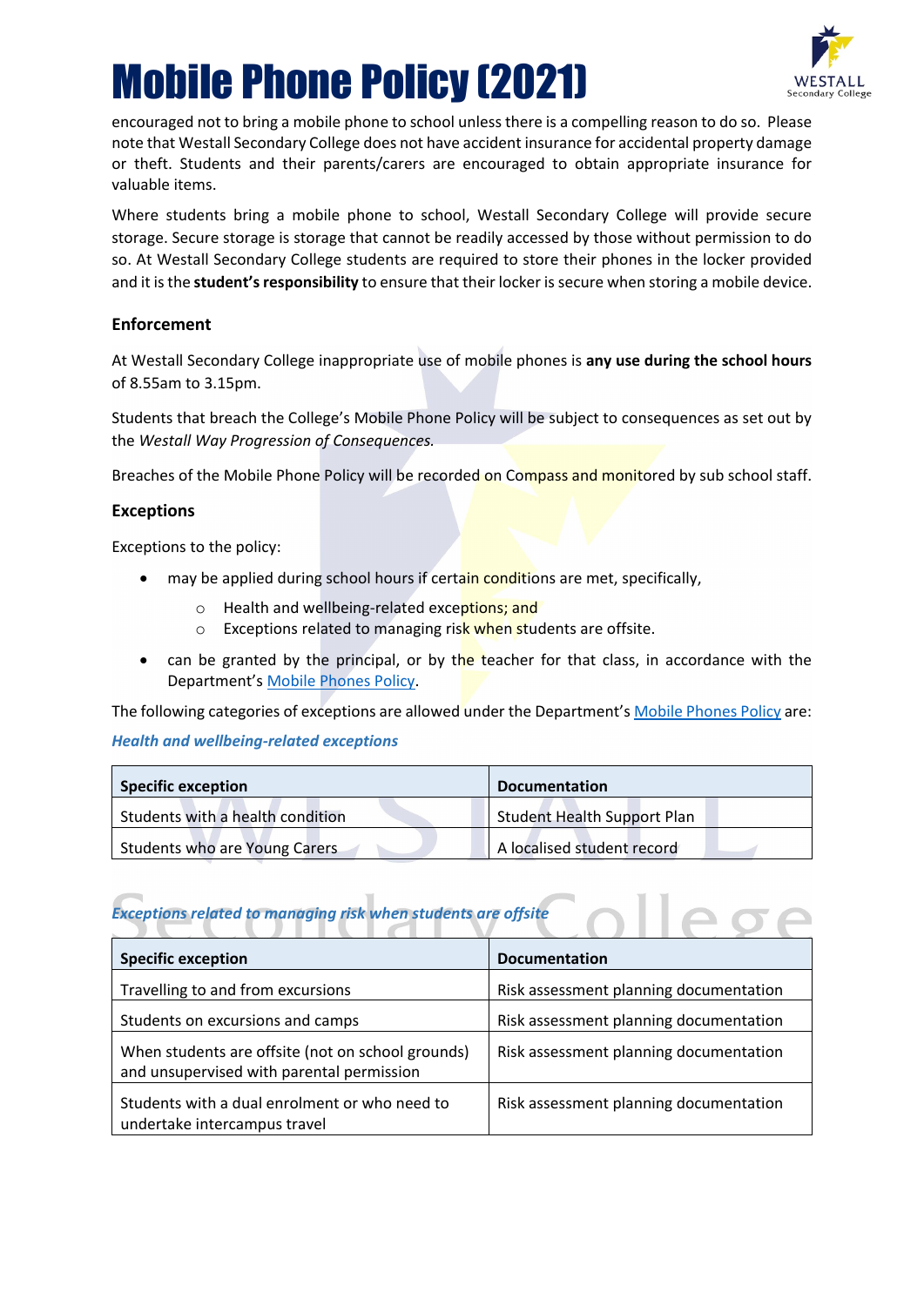encouraged not to bring a mobile phone to school unless there is a compelling reason to do so. Please note that Westall Secondary College does not have accident insurance for accidental property damage or theft. Students and their parents/carers are encouraged to obtain appropriate insurance for valuable items.

Where students bring a mobile phone to school, Westall Secondary College will provide secure storage. Secure storage is storage that cannot be readily accessed by those without permission to do so. At Westall Secondary College students are required to store their phones in the locker provided and it is the **student's responsibility** to ensure that their locker is secure when storing a mobile device.

### Enforcement

At Westall Secondary College inappropriate use of mobile phones is **any use during the school hours** of 8.55am to 3.15pm.

Students that breach the College's Mobile Phone Policy will be subject to consequences as set out by the *Westall Way Progression of Consequences.*

Breaches of the Mobile Phone Policy will be recorded on Compass and monitored by sub school staff.

### Exceptions

Exceptions to the policy:

- may be applied during school hours if certain conditions are met, specifically,
  - Health and wellbeing-related exceptions; and
  - Exceptions related to managing risk when students are offsite.
- can be granted by the principal, or by the teacher for that class, in accordance with the Department's Mobile Phones Policy.

The following categories of exceptions are allowed under the Department's Mobile Phones Policy are:

***Health and wellbeing-related exceptions***

| Specific exception | Documentation |
|---|---|
| Students with a health condition | Student Health Support Plan |
| Students who are Young Carers | A localised student record |

***Exceptions related to managing risk when students are offsite***

| Specific exception | Documentation |
|---|---|
| Travelling to and from excursions | Risk assessment planning documentation |
| Students on excursions and camps | Risk assessment planning documentation |
| When students are offsite (not on school grounds) and unsupervised with parental permission | Risk assessment planning documentation |
| Students with a dual enrolment or who need to undertake intercampus travel | Risk assessment planning documentation |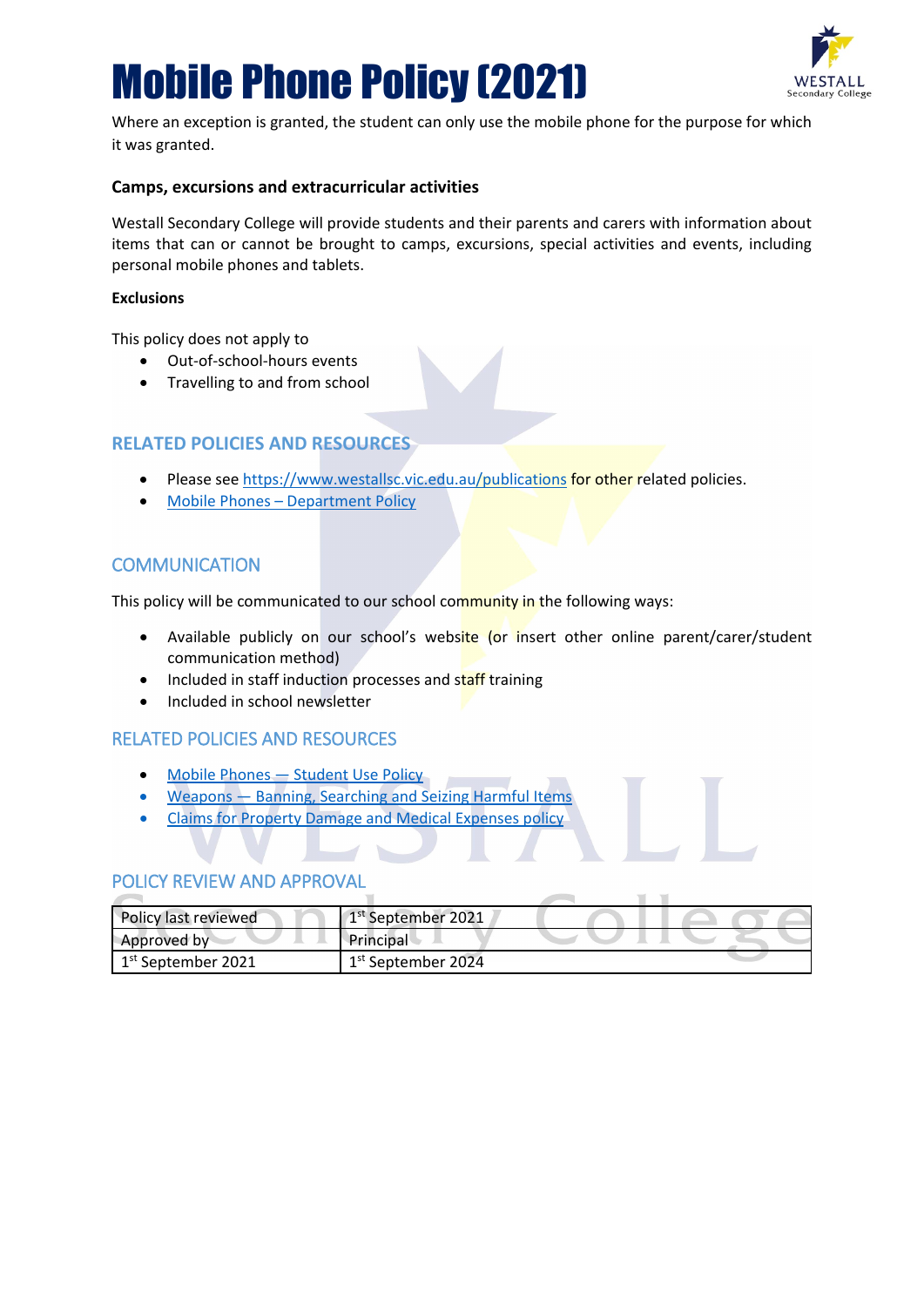# Mobile Phone Policy (2021)

Where an exception is granted, the student can only use the mobile phone for the purpose for which it was granted.

### Camps, excursions and extracurricular activities

Westall Secondary College will provide students and their parents and carers with information about items that can or cannot be brought to camps, excursions, special activities and events, including personal mobile phones and tablets.

**Exclusions**

This policy does not apply to

- Out-of-school-hours events
- Travelling to and from school

## RELATED POLICIES AND RESOURCES

- Please see https://www.westallsc.vic.edu.au/publications for other related policies.
- Mobile Phones – Department Policy

## COMMUNICATION

This policy will be communicated to our school community in the following ways:

- Available publicly on our school's website (or insert other online parent/carer/student communication method)
- Included in staff induction processes and staff training
- Included in school newsletter

## RELATED POLICIES AND RESOURCES

- Mobile Phones — Student Use Policy
- Weapons — Banning, Searching and Seizing Harmful Items
- Claims for Property Damage and Medical Expenses policy

## POLICY REVIEW AND APPROVAL

| | |
|---|---|
| Policy last reviewed | 1st September 2021 |
| Approved by | Principal |
| 1st September 2021 | 1st September 2024 |